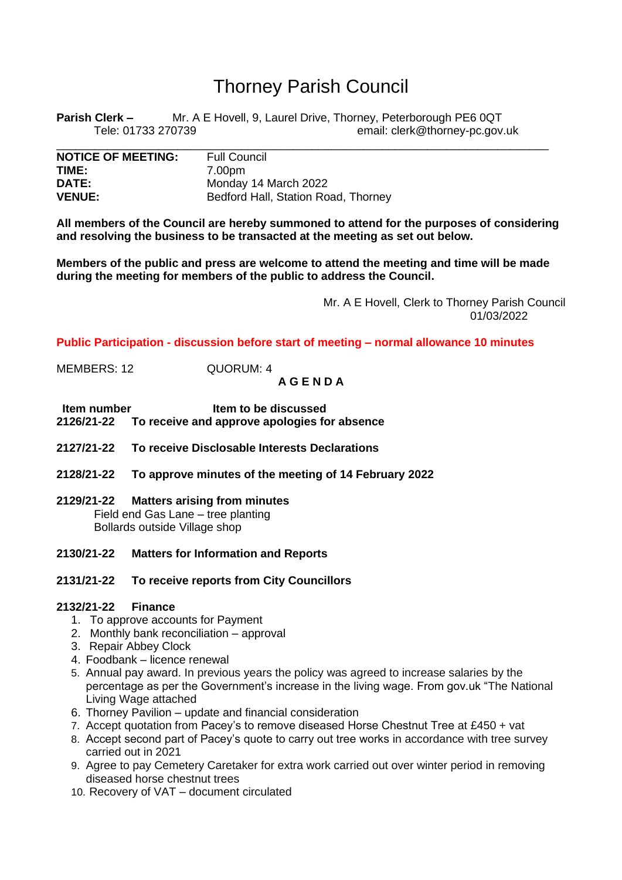# Thorney Parish Council

**Parish Clerk –** Mr. A E Hovell, 9, Laurel Drive, Thorney, Peterborough PE6 0QT
Tele: 01733 270739 email: clerk@thorney-pc.gov.uk

---

| | |
|---|---|
| **NOTICE OF MEETING:** | Full Council |
| **TIME:** | 7.00pm |
| **DATE:** | Monday 14 March 2022 |
| **VENUE:** | Bedford Hall, Station Road, Thorney |

**All members of the Council are hereby summoned to attend for the purposes of considering and resolving the business to be transacted at the meeting as set out below.**

**Members of the public and press are welcome to attend the meeting and time will be made during the meeting for members of the public to address the Council.**

Mr. A E Hovell, Clerk to Thorney Parish Council
01/03/2022

**Public Participation - discussion before start of meeting – normal allowance 10 minutes**

MEMBERS: 12 QUORUM: 4

**A G E N D A**

**Item number** **Item to be discussed**

**2126/21-22 To receive and approve apologies for absence**

**2127/21-22 To receive Disclosable Interests Declarations**

**2128/21-22 To approve minutes of the meeting of 14 February 2022**

**2129/21-22 Matters arising from minutes**
Field end Gas Lane – tree planting
Bollards outside Village shop

**2130/21-22 Matters for Information and Reports**

**2131/21-22 To receive reports from City Councillors**

**2132/21-22 Finance**

1. To approve accounts for Payment
2. Monthly bank reconciliation – approval
3. Repair Abbey Clock
4. Foodbank – licence renewal
5. Annual pay award. In previous years the policy was agreed to increase salaries by the percentage as per the Government's increase in the living wage. From gov.uk "The National Living Wage attached
6. Thorney Pavilion – update and financial consideration
7. Accept quotation from Pacey's to remove diseased Horse Chestnut Tree at £450 + vat
8. Accept second part of Pacey's quote to carry out tree works in accordance with tree survey carried out in 2021
9. Agree to pay Cemetery Caretaker for extra work carried out over winter period in removing diseased horse chestnut trees
10. Recovery of VAT – document circulated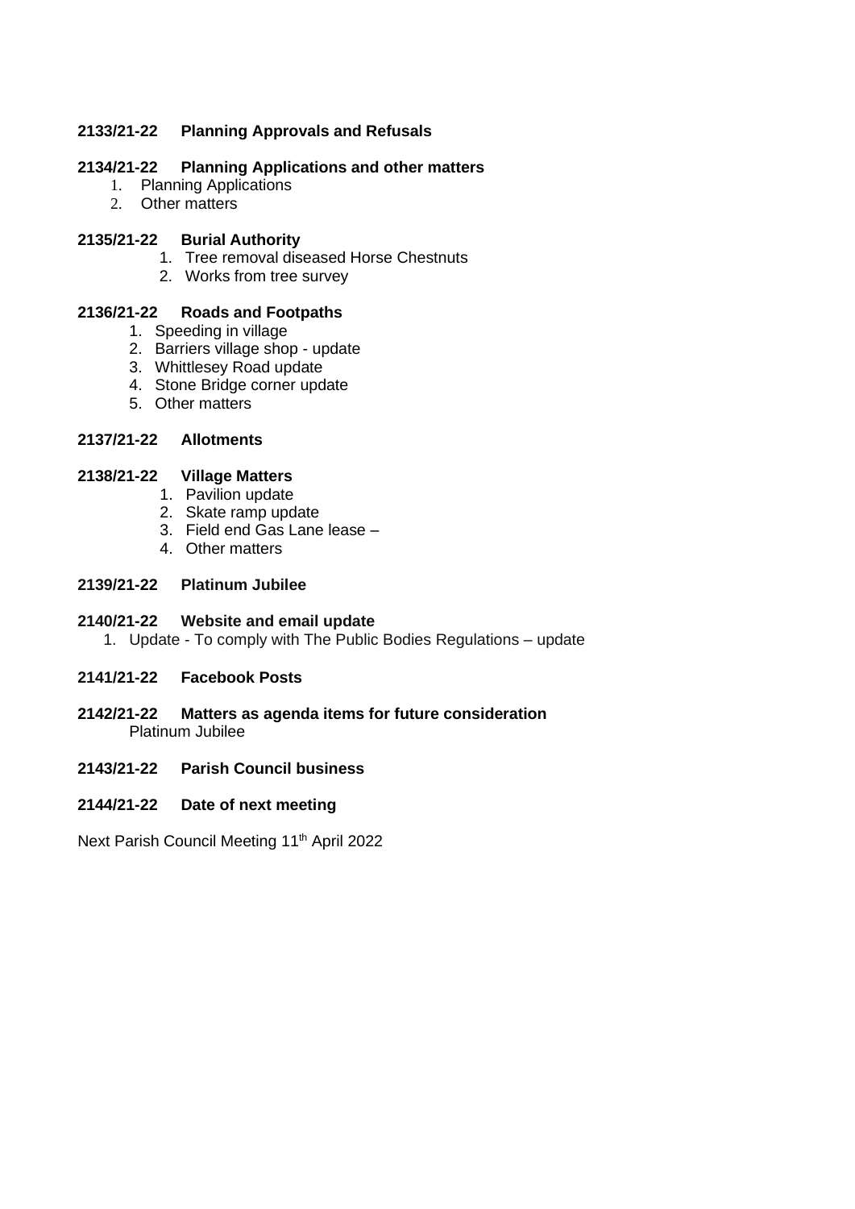**2133/21-22 Planning Approvals and Refusals**

**2134/21-22 Planning Applications and other matters**

1. Planning Applications
2. Other matters

**2135/21-22 Burial Authority**

1. Tree removal diseased Horse Chestnuts
2. Works from tree survey

**2136/21-22 Roads and Footpaths**

1. Speeding in village
2. Barriers village shop - update
3. Whittlesey Road update
4. Stone Bridge corner update
5. Other matters

**2137/21-22 Allotments**

**2138/21-22 Village Matters**

1. Pavilion update
2. Skate ramp update
3. Field end Gas Lane lease –
4. Other matters

**2139/21-22 Platinum Jubilee**

**2140/21-22 Website and email update**

1. Update - To comply with The Public Bodies Regulations – update

**2141/21-22 Facebook Posts**

**2142/21-22 Matters as agenda items for future consideration**

Platinum Jubilee

**2143/21-22 Parish Council business**

**2144/21-22 Date of next meeting**

Next Parish Council Meeting 11th April 2022